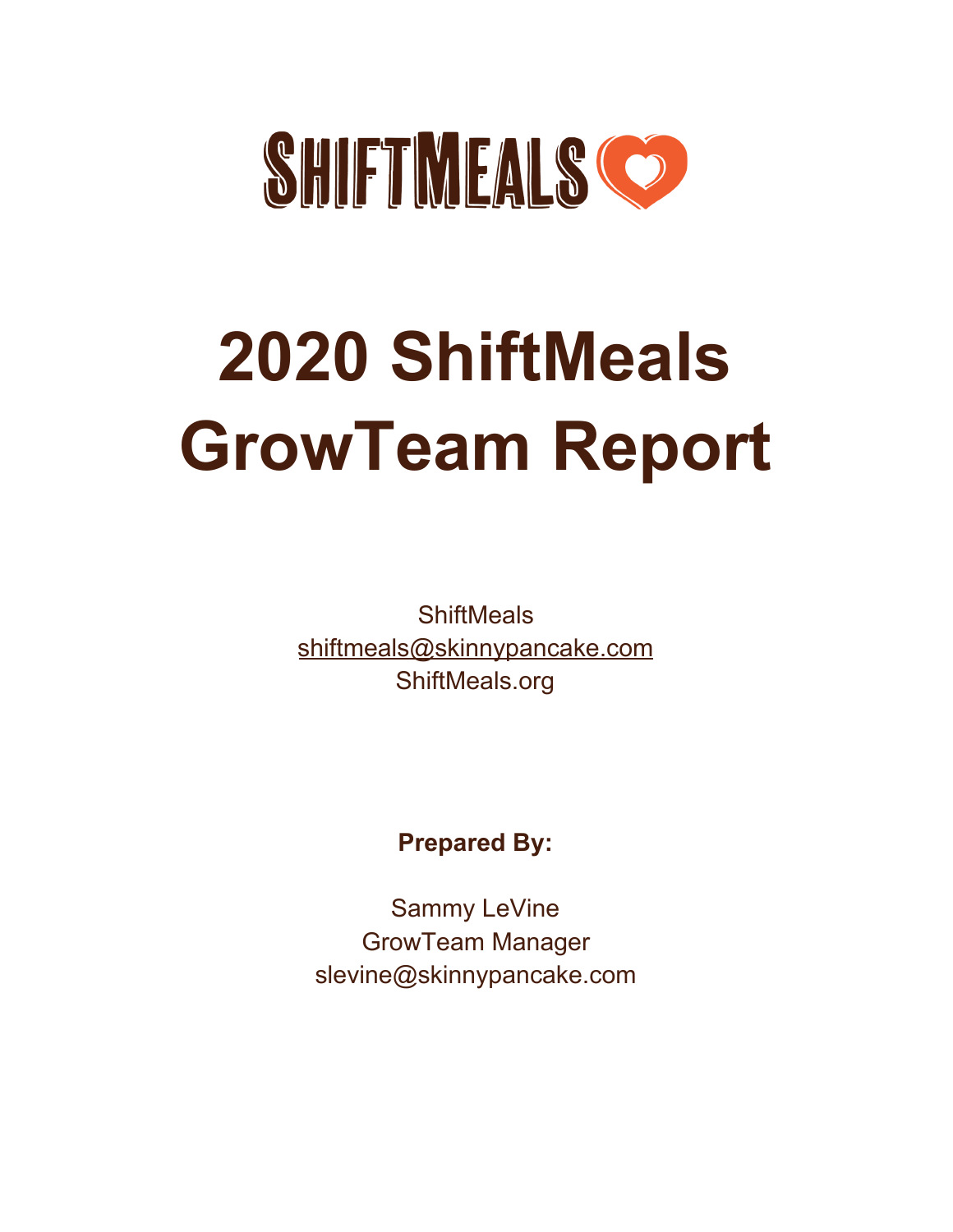SHIFTMEALS

# 2020 ShiftMeals GrowTeam Report

ShiftMeals
shiftmeals@skinnypancake.com
ShiftMeals.org

**Prepared By:**

Sammy LeVine
GrowTeam Manager
slevine@skinnypancake.com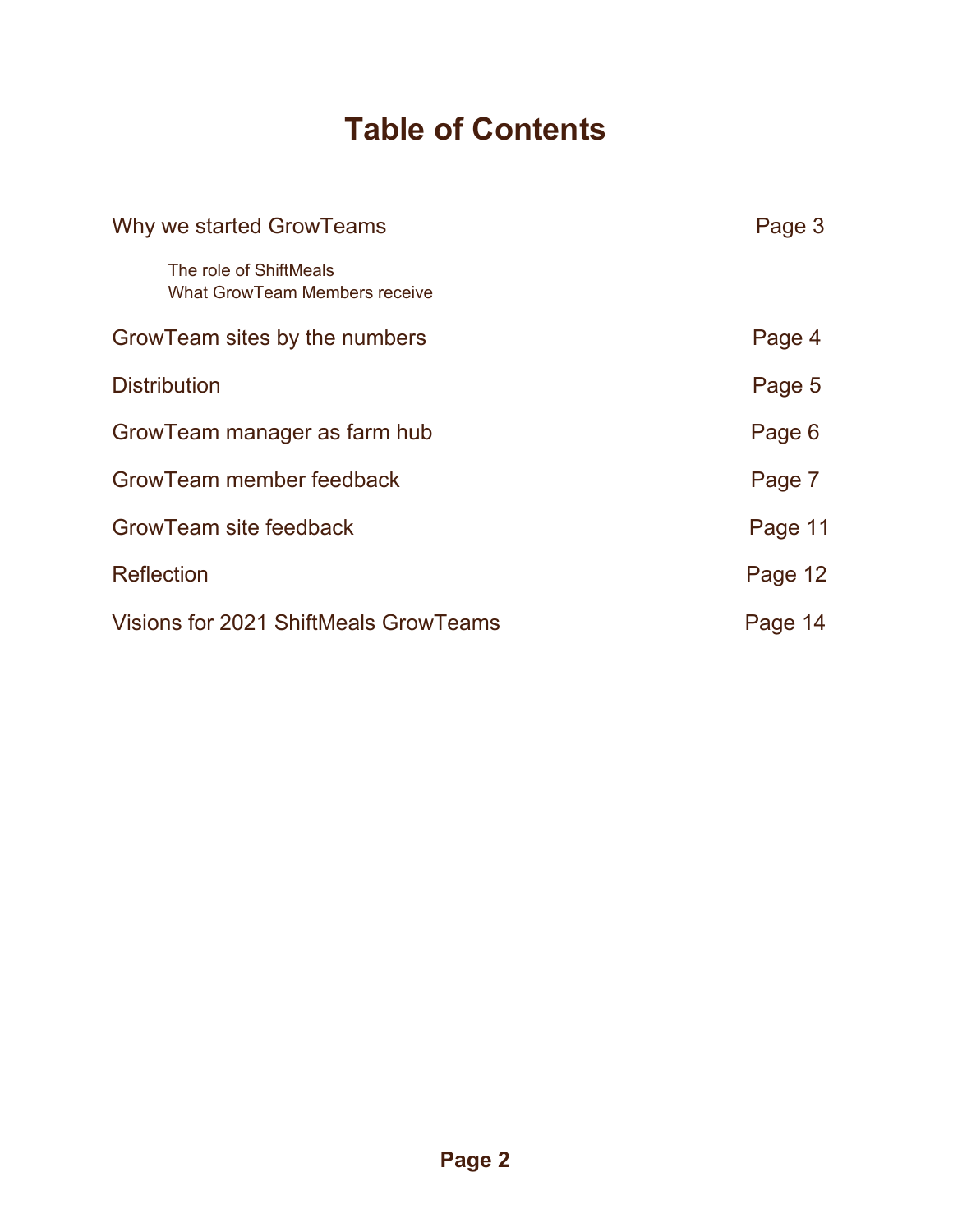# Table of Contents

| | |
|---|---|
| Why we started GrowTeams | Page 3 |
| The role of ShiftMeals | |
| What GrowTeam Members receive | |
| GrowTeam sites by the numbers | Page 4 |
| Distribution | Page 5 |
| GrowTeam manager as farm hub | Page 6 |
| GrowTeam member feedback | Page 7 |
| GrowTeam site feedback | Page 11 |
| Reflection | Page 12 |
| Visions for 2021 ShiftMeals GrowTeams | Page 14 |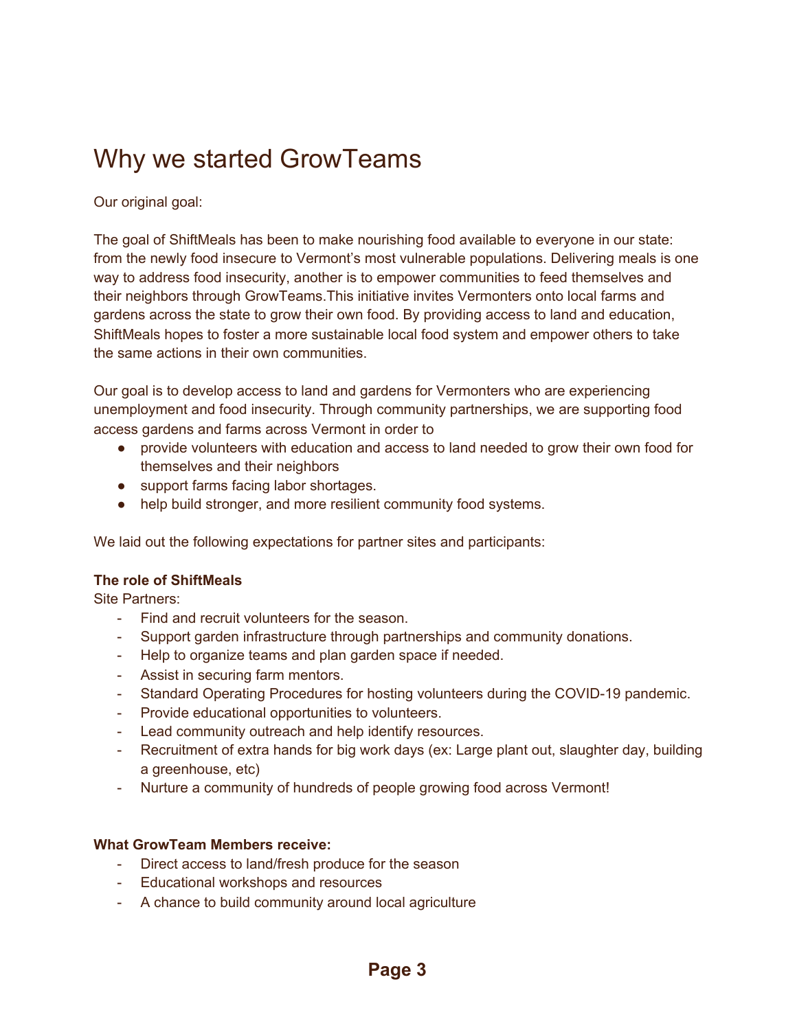# Why we started GrowTeams

Our original goal:

The goal of ShiftMeals has been to make nourishing food available to everyone in our state: from the newly food insecure to Vermont's most vulnerable populations. Delivering meals is one way to address food insecurity, another is to empower communities to feed themselves and their neighbors through GrowTeams.This initiative invites Vermonters onto local farms and gardens across the state to grow their own food. By providing access to land and education, ShiftMeals hopes to foster a more sustainable local food system and empower others to take the same actions in their own communities.

Our goal is to develop access to land and gardens for Vermonters who are experiencing unemployment and food insecurity. Through community partnerships, we are supporting food access gardens and farms across Vermont in order to

- provide volunteers with education and access to land needed to grow their own food for themselves and their neighbors
- support farms facing labor shortages.
- help build stronger, and more resilient community food systems.

We laid out the following expectations for partner sites and participants:

**The role of ShiftMeals**

Site Partners:

- Find and recruit volunteers for the season.
- Support garden infrastructure through partnerships and community donations.
- Help to organize teams and plan garden space if needed.
- Assist in securing farm mentors.
- Standard Operating Procedures for hosting volunteers during the COVID-19 pandemic.
- Provide educational opportunities to volunteers.
- Lead community outreach and help identify resources.
- Recruitment of extra hands for big work days (ex: Large plant out, slaughter day, building a greenhouse, etc)
- Nurture a community of hundreds of people growing food across Vermont!

**What GrowTeam Members receive:**

- Direct access to land/fresh produce for the season
- Educational workshops and resources
- A chance to build community around local agriculture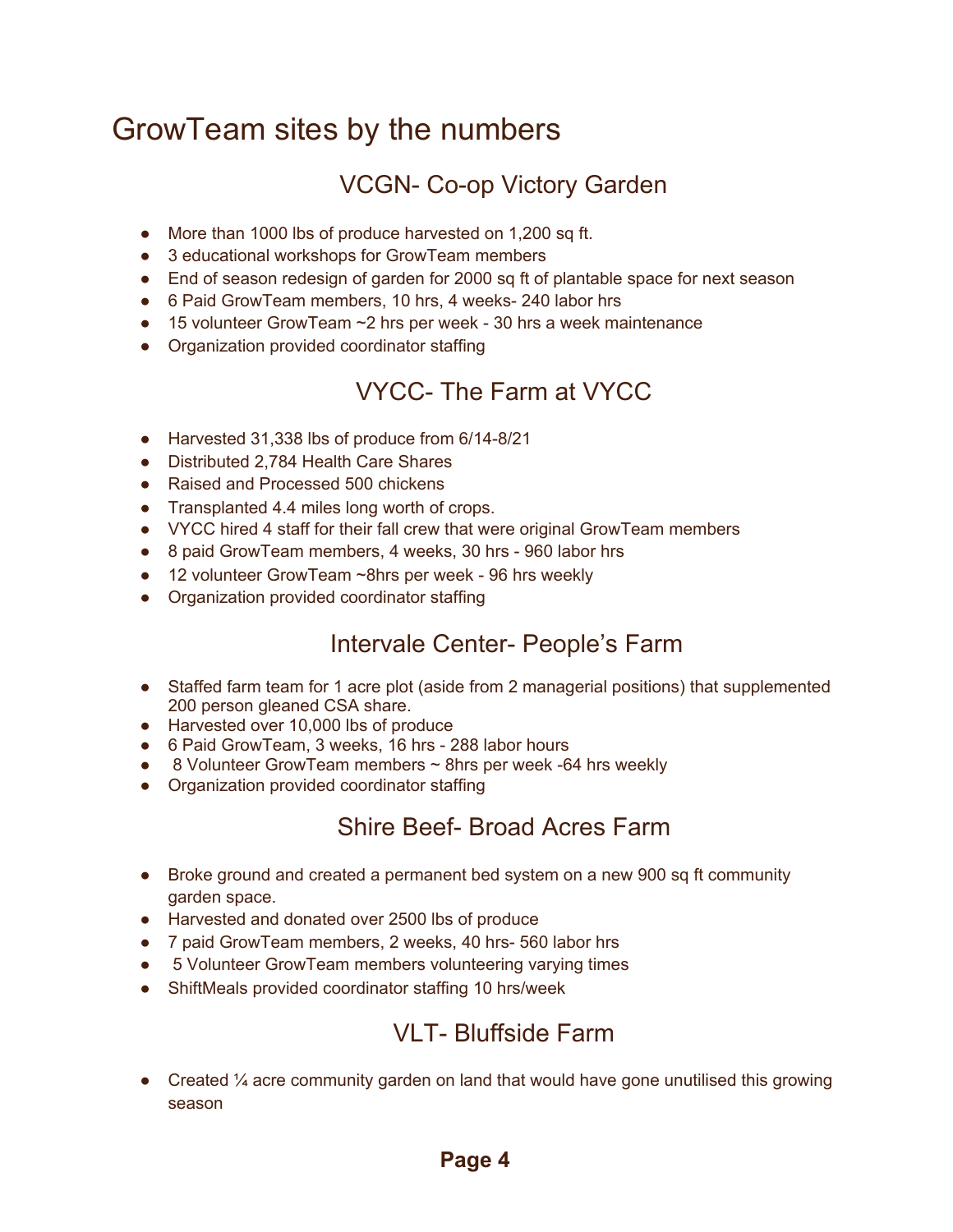# GrowTeam sites by the numbers

## VCGN- Co-op Victory Garden

- More than 1000 lbs of produce harvested on 1,200 sq ft.
- 3 educational workshops for GrowTeam members
- End of season redesign of garden for 2000 sq ft of plantable space for next season
- 6 Paid GrowTeam members, 10 hrs, 4 weeks- 240 labor hrs
- 15 volunteer GrowTeam ~2 hrs per week - 30 hrs a week maintenance
- Organization provided coordinator staffing

## VYCC- The Farm at VYCC

- Harvested 31,338 lbs of produce from 6/14-8/21
- Distributed 2,784 Health Care Shares
- Raised and Processed 500 chickens
- Transplanted 4.4 miles long worth of crops.
- VYCC hired 4 staff for their fall crew that were original GrowTeam members
- 8 paid GrowTeam members, 4 weeks, 30 hrs - 960 labor hrs
- 12 volunteer GrowTeam ~8hrs per week - 96 hrs weekly
- Organization provided coordinator staffing

## Intervale Center- People's Farm

- Staffed farm team for 1 acre plot (aside from 2 managerial positions) that supplemented 200 person gleaned CSA share.
- Harvested over 10,000 lbs of produce
- 6 Paid GrowTeam, 3 weeks, 16 hrs - 288 labor hours
- 8 Volunteer GrowTeam members ~ 8hrs per week -64 hrs weekly
- Organization provided coordinator staffing

## Shire Beef- Broad Acres Farm

- Broke ground and created a permanent bed system on a new 900 sq ft community garden space.
- Harvested and donated over 2500 lbs of produce
- 7 paid GrowTeam members, 2 weeks, 40 hrs- 560 labor hrs
- 5 Volunteer GrowTeam members volunteering varying times
- ShiftMeals provided coordinator staffing 10 hrs/week

## VLT- Bluffside Farm

- Created ¼ acre community garden on land that would have gone unutilised this growing season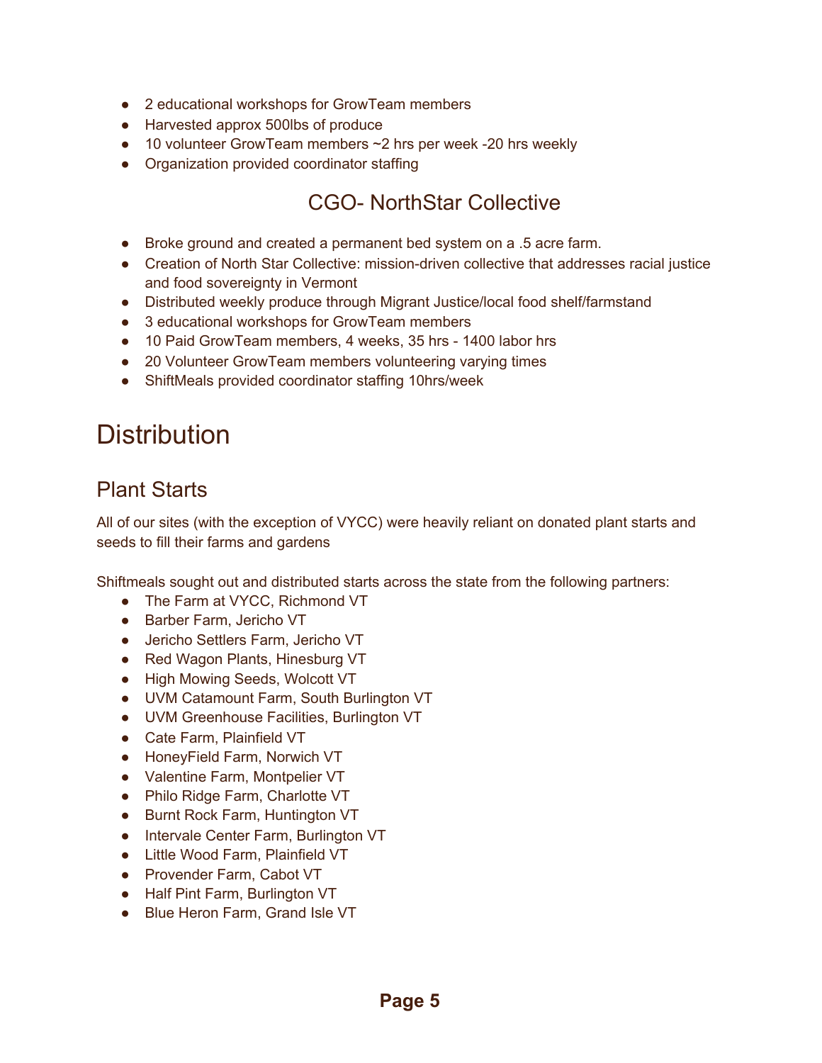- 2 educational workshops for GrowTeam members
- Harvested approx 500lbs of produce
- 10 volunteer GrowTeam members ~2 hrs per week -20 hrs weekly
- Organization provided coordinator staffing

### CGO- NorthStar Collective

- Broke ground and created a permanent bed system on a .5 acre farm.
- Creation of North Star Collective: mission-driven collective that addresses racial justice and food sovereignty in Vermont
- Distributed weekly produce through Migrant Justice/local food shelf/farmstand
- 3 educational workshops for GrowTeam members
- 10 Paid GrowTeam members, 4 weeks, 35 hrs - 1400 labor hrs
- 20 Volunteer GrowTeam members volunteering varying times
- ShiftMeals provided coordinator staffing 10hrs/week

# Distribution

## Plant Starts

All of our sites (with the exception of VYCC) were heavily reliant on donated plant starts and seeds to fill their farms and gardens

Shiftmeals sought out and distributed starts across the state from the following partners:

- The Farm at VYCC, Richmond VT
- Barber Farm, Jericho VT
- Jericho Settlers Farm, Jericho VT
- Red Wagon Plants, Hinesburg VT
- High Mowing Seeds, Wolcott VT
- UVM Catamount Farm, South Burlington VT
- UVM Greenhouse Facilities, Burlington VT
- Cate Farm, Plainfield VT
- HoneyField Farm, Norwich VT
- Valentine Farm, Montpelier VT
- Philo Ridge Farm, Charlotte VT
- Burnt Rock Farm, Huntington VT
- Intervale Center Farm, Burlington VT
- Little Wood Farm, Plainfield VT
- Provender Farm, Cabot VT
- Half Pint Farm, Burlington VT
- Blue Heron Farm, Grand Isle VT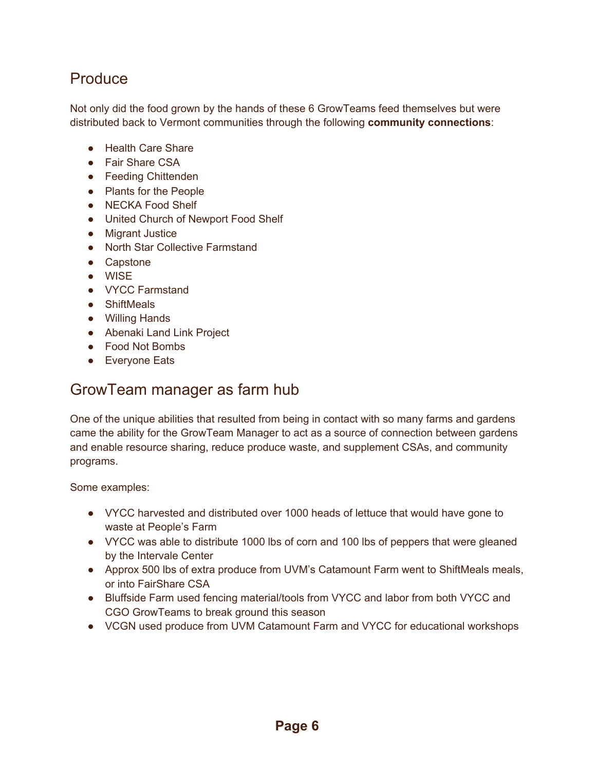## Produce

Not only did the food grown by the hands of these 6 GrowTeams feed themselves but were distributed back to Vermont communities through the following **community connections**:

- Health Care Share
- Fair Share CSA
- Feeding Chittenden
- Plants for the People
- NECKA Food Shelf
- United Church of Newport Food Shelf
- Migrant Justice
- North Star Collective Farmstand
- Capstone
- WISE
- VYCC Farmstand
- ShiftMeals
- Willing Hands
- Abenaki Land Link Project
- Food Not Bombs
- Everyone Eats

## GrowTeam manager as farm hub

One of the unique abilities that resulted from being in contact with so many farms and gardens came the ability for the GrowTeam Manager to act as a source of connection between gardens and enable resource sharing, reduce produce waste, and supplement CSAs, and community programs.

Some examples:

- VYCC harvested and distributed over 1000 heads of lettuce that would have gone to waste at People's Farm
- VYCC was able to distribute 1000 lbs of corn and 100 lbs of peppers that were gleaned by the Intervale Center
- Approx 500 lbs of extra produce from UVM's Catamount Farm went to ShiftMeals meals, or into FairShare CSA
- Bluffside Farm used fencing material/tools from VYCC and labor from both VYCC and CGO GrowTeams to break ground this season
- VCGN used produce from UVM Catamount Farm and VYCC for educational workshops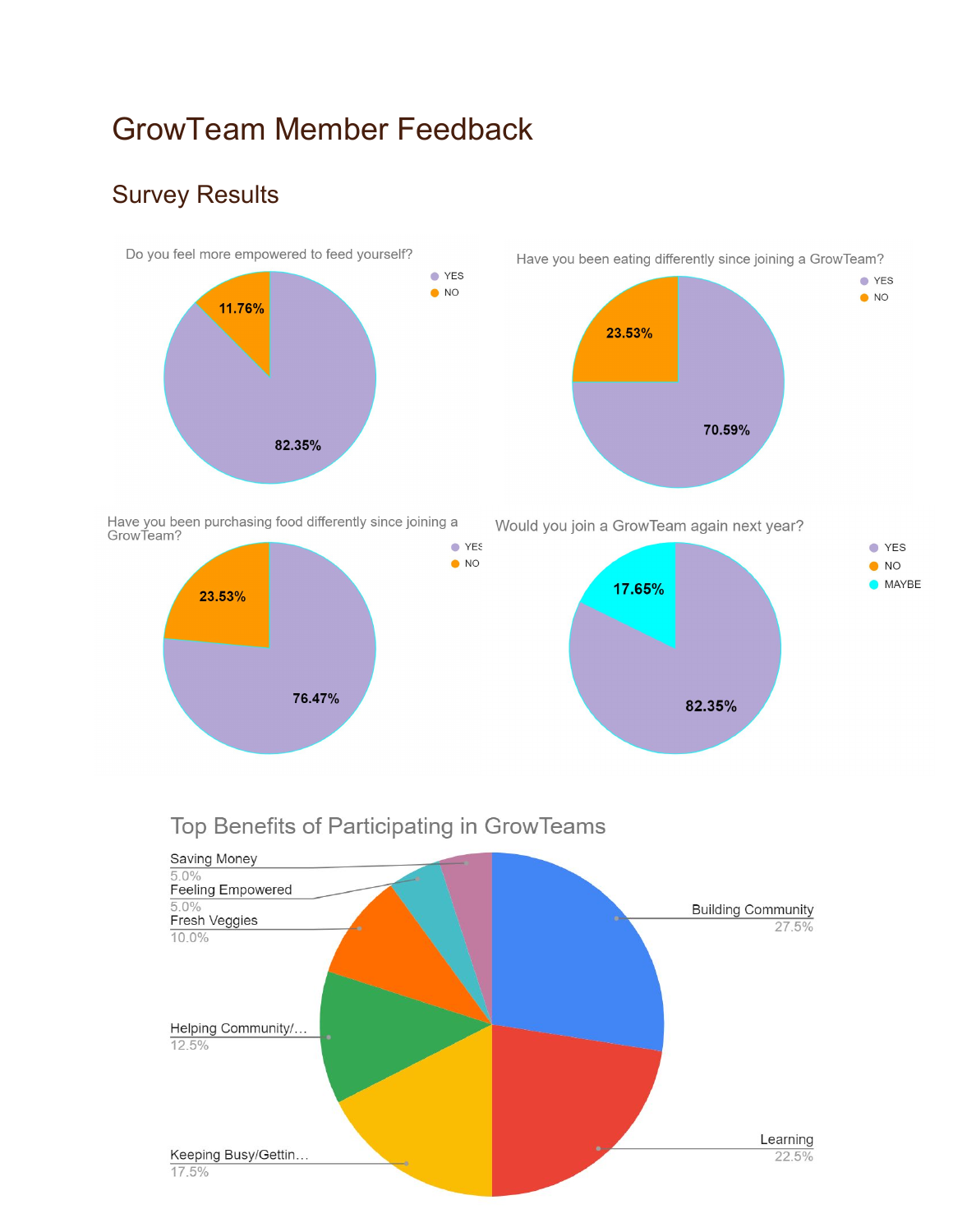# GrowTeam Member Feedback

## Survey Results

Do you feel more empowered to feed yourself?

- YES: 82.35%
- NO: 11.76%

Have you been eating differently since joining a GrowTeam?

- YES: 70.59%
- NO: 23.53%

Have you been purchasing food differently since joining a GrowTeam?

- YES: 76.47%
- NO: 23.53%

Would you join a GrowTeam again next year?

- YES: 82.35%
- NO
- MAYBE: 17.65%

Top Benefits of Participating in GrowTeams

- Building Community: 27.5%
- Learning: 22.5%
- Keeping Busy/Gettin…: 17.5%
- Helping Community/…: 12.5%
- Fresh Veggies: 10.0%
- Feeling Empowered: 5.0%
- Saving Money: 5.0%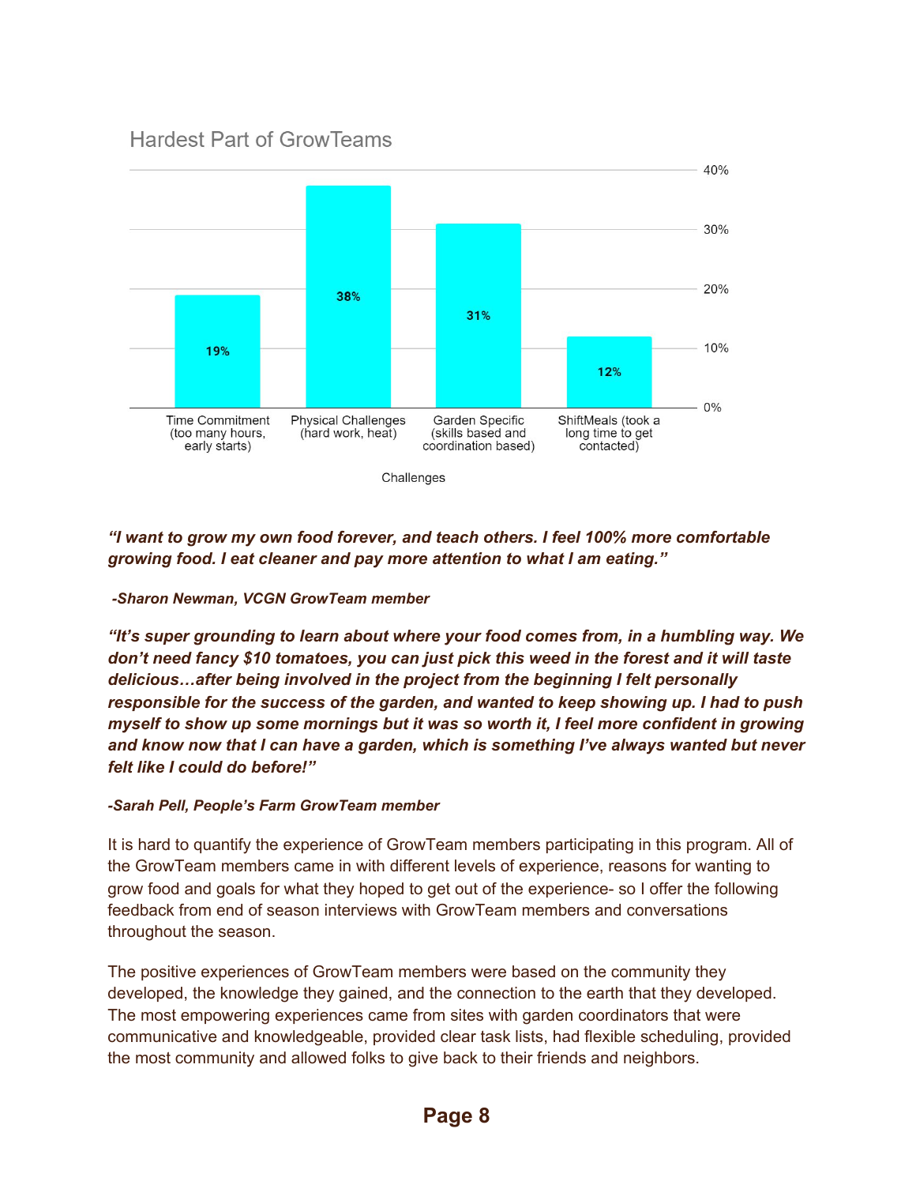## Hardest Part of GrowTeams

| Challenges | Percentage |
|---|---|
| Time Commitment (too many hours, early starts) | 19% |
| Physical Challenges (hard work, heat) | 38% |
| Garden Specific (skills based and coordination based) | 31% |
| ShiftMeals (took a long time to get contacted) | 12% |

***"I want to grow my own food forever, and teach others. I feel 100% more comfortable growing food. I eat cleaner and pay more attention to what I am eating."***

***-Sharon Newman, VCGN GrowTeam member***

***"It's super grounding to learn about where your food comes from, in a humbling way. We don't need fancy $10 tomatoes, you can just pick this weed in the forest and it will taste delicious…after being involved in the project from the beginning I felt personally responsible for the success of the garden, and wanted to keep showing up. I had to push myself to show up some mornings but it was so worth it, I feel more confident in growing and know now that I can have a garden, which is something I've always wanted but never felt like I could do before!"***

***-Sarah Pell, People's Farm GrowTeam member***

It is hard to quantify the experience of GrowTeam members participating in this program. All of the GrowTeam members came in with different levels of experience, reasons for wanting to grow food and goals for what they hoped to get out of the experience- so I offer the following feedback from end of season interviews with GrowTeam members and conversations throughout the season.

The positive experiences of GrowTeam members were based on the community they developed, the knowledge they gained, and the connection to the earth that they developed. The most empowering experiences came from sites with garden coordinators that were communicative and knowledgeable, provided clear task lists, had flexible scheduling, provided the most community and allowed folks to give back to their friends and neighbors.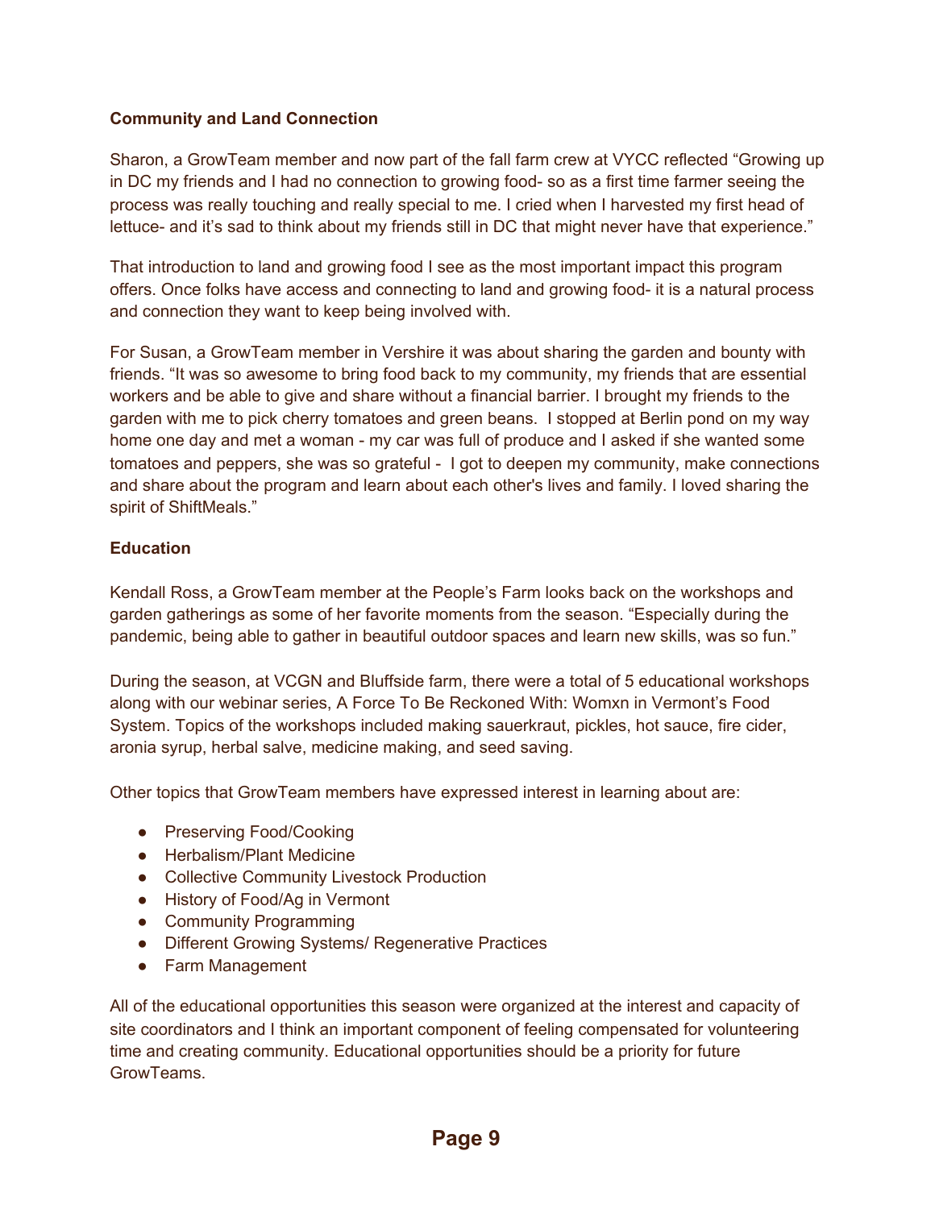**Community and Land Connection**

Sharon, a GrowTeam member and now part of the fall farm crew at VYCC reflected "Growing up in DC my friends and I had no connection to growing food- so as a first time farmer seeing the process was really touching and really special to me. I cried when I harvested my first head of lettuce- and it's sad to think about my friends still in DC that might never have that experience."

That introduction to land and growing food I see as the most important impact this program offers. Once folks have access and connecting to land and growing food- it is a natural process and connection they want to keep being involved with.

For Susan, a GrowTeam member in Vershire it was about sharing the garden and bounty with friends. "It was so awesome to bring food back to my community, my friends that are essential workers and be able to give and share without a financial barrier. I brought my friends to the garden with me to pick cherry tomatoes and green beans. I stopped at Berlin pond on my way home one day and met a woman - my car was full of produce and I asked if she wanted some tomatoes and peppers, she was so grateful - I got to deepen my community, make connections and share about the program and learn about each other's lives and family. I loved sharing the spirit of ShiftMeals."

**Education**

Kendall Ross, a GrowTeam member at the People's Farm looks back on the workshops and garden gatherings as some of her favorite moments from the season. "Especially during the pandemic, being able to gather in beautiful outdoor spaces and learn new skills, was so fun."

During the season, at VCGN and Bluffside farm, there were a total of 5 educational workshops along with our webinar series, A Force To Be Reckoned With: Womxn in Vermont's Food System. Topics of the workshops included making sauerkraut, pickles, hot sauce, fire cider, aronia syrup, herbal salve, medicine making, and seed saving.

Other topics that GrowTeam members have expressed interest in learning about are:

- Preserving Food/Cooking
- Herbalism/Plant Medicine
- Collective Community Livestock Production
- History of Food/Ag in Vermont
- Community Programming
- Different Growing Systems/ Regenerative Practices
- Farm Management

All of the educational opportunities this season were organized at the interest and capacity of site coordinators and I think an important component of feeling compensated for volunteering time and creating community. Educational opportunities should be a priority for future GrowTeams.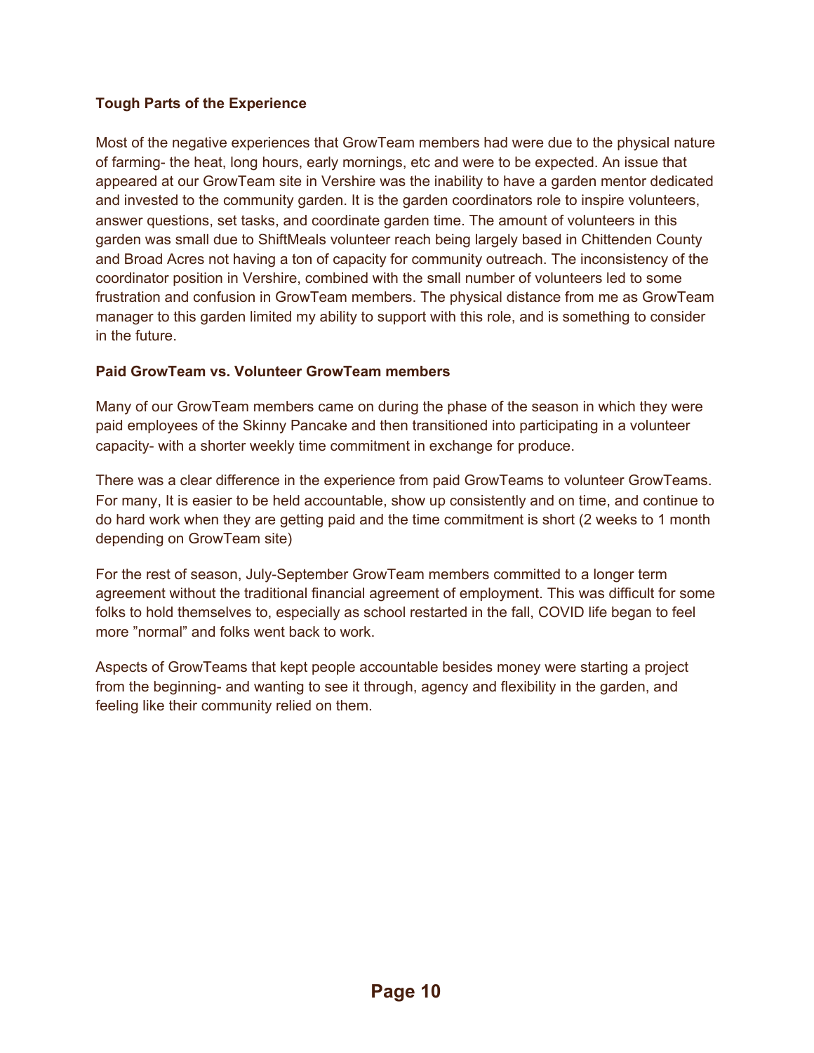**Tough Parts of the Experience**

Most of the negative experiences that GrowTeam members had were due to the physical nature of farming- the heat, long hours, early mornings, etc and were to be expected. An issue that appeared at our GrowTeam site in Vershire was the inability to have a garden mentor dedicated and invested to the community garden. It is the garden coordinators role to inspire volunteers, answer questions, set tasks, and coordinate garden time. The amount of volunteers in this garden was small due to ShiftMeals volunteer reach being largely based in Chittenden County and Broad Acres not having a ton of capacity for community outreach. The inconsistency of the coordinator position in Vershire, combined with the small number of volunteers led to some frustration and confusion in GrowTeam members. The physical distance from me as GrowTeam manager to this garden limited my ability to support with this role, and is something to consider in the future.

**Paid GrowTeam vs. Volunteer GrowTeam members**

Many of our GrowTeam members came on during the phase of the season in which they were paid employees of the Skinny Pancake and then transitioned into participating in a volunteer capacity- with a shorter weekly time commitment in exchange for produce.

There was a clear difference in the experience from paid GrowTeams to volunteer GrowTeams. For many, It is easier to be held accountable, show up consistently and on time, and continue to do hard work when they are getting paid and the time commitment is short (2 weeks to 1 month depending on GrowTeam site)

For the rest of season, July-September GrowTeam members committed to a longer term agreement without the traditional financial agreement of employment. This was difficult for some folks to hold themselves to, especially as school restarted in the fall, COVID life began to feel more "normal" and folks went back to work.

Aspects of GrowTeams that kept people accountable besides money were starting a project from the beginning- and wanting to see it through, agency and flexibility in the garden, and feeling like their community relied on them.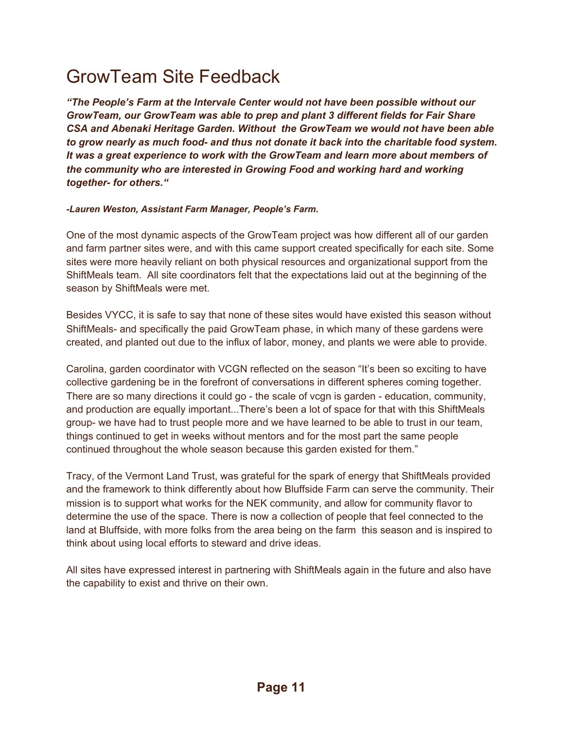# GrowTeam Site Feedback

***"The People's Farm at the Intervale Center would not have been possible without our GrowTeam, our GrowTeam was able to prep and plant 3 different fields for Fair Share CSA and Abenaki Heritage Garden. Without the GrowTeam we would not have been able to grow nearly as much food- and thus not donate it back into the charitable food system. It was a great experience to work with the GrowTeam and learn more about members of the community who are interested in Growing Food and working hard and working together- for others."***

***-Lauren Weston, Assistant Farm Manager, People's Farm.***

One of the most dynamic aspects of the GrowTeam project was how different all of our garden and farm partner sites were, and with this came support created specifically for each site. Some sites were more heavily reliant on both physical resources and organizational support from the ShiftMeals team. All site coordinators felt that the expectations laid out at the beginning of the season by ShiftMeals were met.

Besides VYCC, it is safe to say that none of these sites would have existed this season without ShiftMeals- and specifically the paid GrowTeam phase, in which many of these gardens were created, and planted out due to the influx of labor, money, and plants we were able to provide.

Carolina, garden coordinator with VCGN reflected on the season "It's been so exciting to have collective gardening be in the forefront of conversations in different spheres coming together. There are so many directions it could go - the scale of vcgn is garden - education, community, and production are equally important...There's been a lot of space for that with this ShiftMeals group- we have had to trust people more and we have learned to be able to trust in our team, things continued to get in weeks without mentors and for the most part the same people continued throughout the whole season because this garden existed for them."

Tracy, of the Vermont Land Trust, was grateful for the spark of energy that ShiftMeals provided and the framework to think differently about how Bluffside Farm can serve the community. Their mission is to support what works for the NEK community, and allow for community flavor to determine the use of the space. There is now a collection of people that feel connected to the land at Bluffside, with more folks from the area being on the farm this season and is inspired to think about using local efforts to steward and drive ideas.

All sites have expressed interest in partnering with ShiftMeals again in the future and also have the capability to exist and thrive on their own.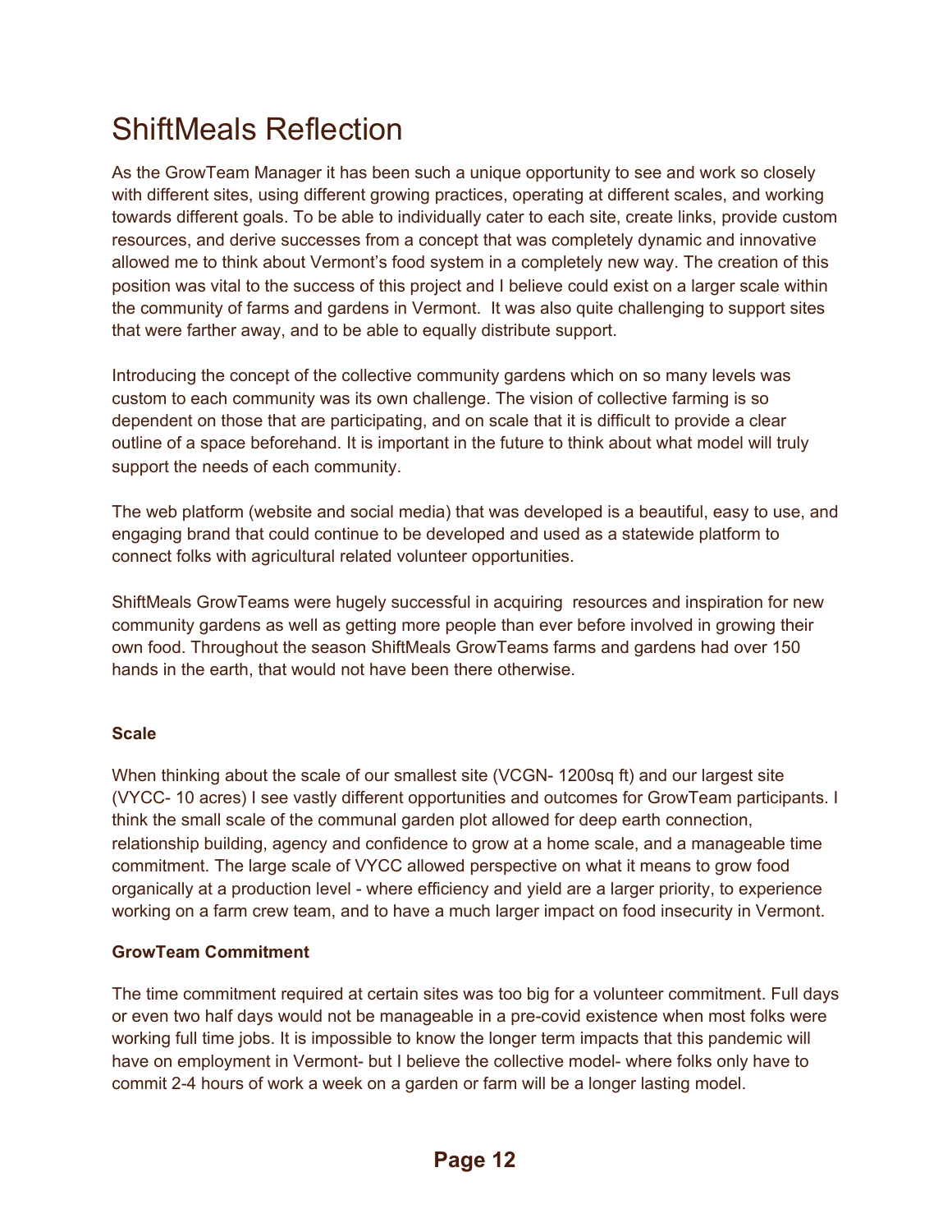# ShiftMeals Reflection

As the GrowTeam Manager it has been such a unique opportunity to see and work so closely with different sites, using different growing practices, operating at different scales, and working towards different goals. To be able to individually cater to each site, create links, provide custom resources, and derive successes from a concept that was completely dynamic and innovative allowed me to think about Vermont's food system in a completely new way. The creation of this position was vital to the success of this project and I believe could exist on a larger scale within the community of farms and gardens in Vermont. It was also quite challenging to support sites that were farther away, and to be able to equally distribute support.

Introducing the concept of the collective community gardens which on so many levels was custom to each community was its own challenge. The vision of collective farming is so dependent on those that are participating, and on scale that it is difficult to provide a clear outline of a space beforehand. It is important in the future to think about what model will truly support the needs of each community.

The web platform (website and social media) that was developed is a beautiful, easy to use, and engaging brand that could continue to be developed and used as a statewide platform to connect folks with agricultural related volunteer opportunities.

ShiftMeals GrowTeams were hugely successful in acquiring resources and inspiration for new community gardens as well as getting more people than ever before involved in growing their own food. Throughout the season ShiftMeals GrowTeams farms and gardens had over 150 hands in the earth, that would not have been there otherwise.

**Scale**

When thinking about the scale of our smallest site (VCGN- 1200sq ft) and our largest site (VYCC- 10 acres) I see vastly different opportunities and outcomes for GrowTeam participants. I think the small scale of the communal garden plot allowed for deep earth connection, relationship building, agency and confidence to grow at a home scale, and a manageable time commitment. The large scale of VYCC allowed perspective on what it means to grow food organically at a production level - where efficiency and yield are a larger priority, to experience working on a farm crew team, and to have a much larger impact on food insecurity in Vermont.

**GrowTeam Commitment**

The time commitment required at certain sites was too big for a volunteer commitment. Full days or even two half days would not be manageable in a pre-covid existence when most folks were working full time jobs. It is impossible to know the longer term impacts that this pandemic will have on employment in Vermont- but I believe the collective model- where folks only have to commit 2-4 hours of work a week on a garden or farm will be a longer lasting model.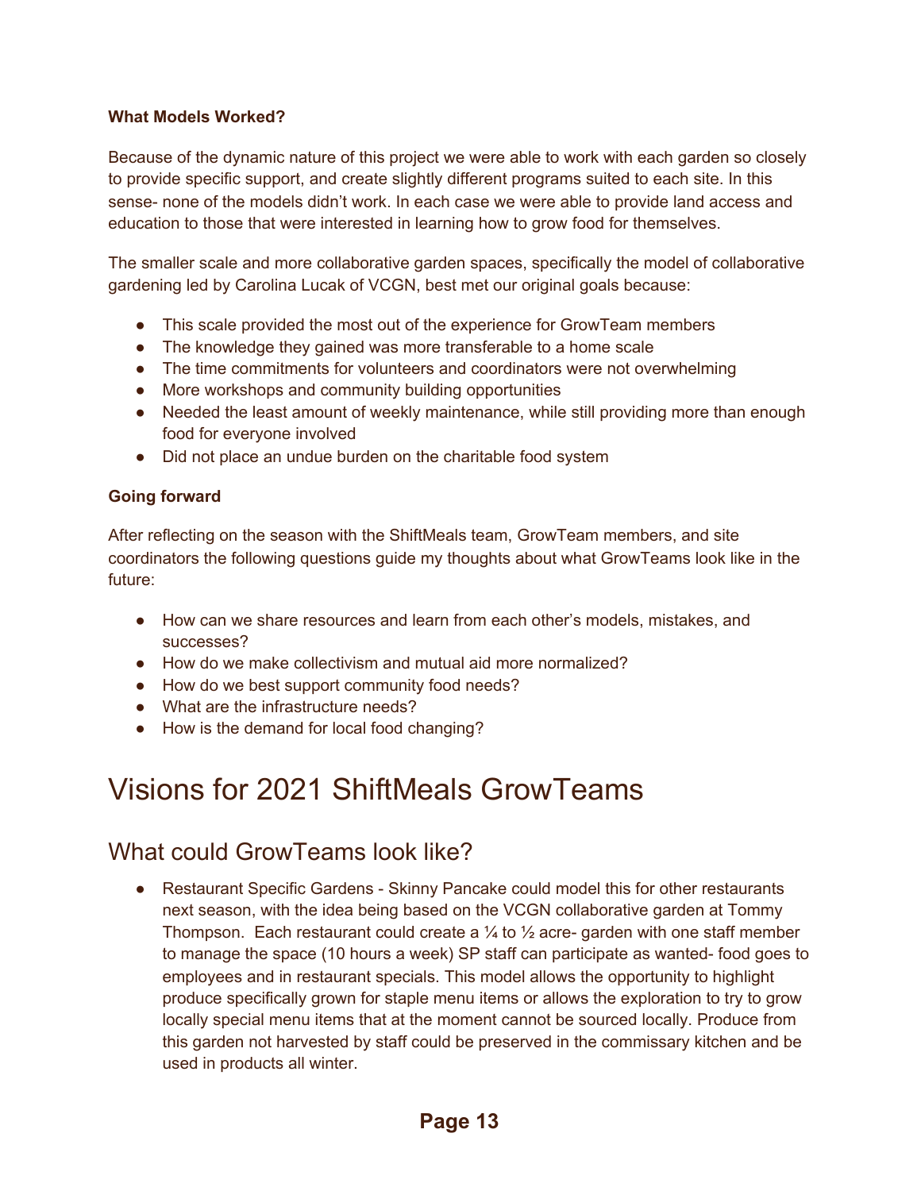**What Models Worked?**

Because of the dynamic nature of this project we were able to work with each garden so closely to provide specific support, and create slightly different programs suited to each site. In this sense- none of the models didn't work. In each case we were able to provide land access and education to those that were interested in learning how to grow food for themselves.

The smaller scale and more collaborative garden spaces, specifically the model of collaborative gardening led by Carolina Lucak of VCGN, best met our original goals because:

- This scale provided the most out of the experience for GrowTeam members
- The knowledge they gained was more transferable to a home scale
- The time commitments for volunteers and coordinators were not overwhelming
- More workshops and community building opportunities
- Needed the least amount of weekly maintenance, while still providing more than enough food for everyone involved
- Did not place an undue burden on the charitable food system

**Going forward**

After reflecting on the season with the ShiftMeals team, GrowTeam members, and site coordinators the following questions guide my thoughts about what GrowTeams look like in the future:

- How can we share resources and learn from each other's models, mistakes, and successes?
- How do we make collectivism and mutual aid more normalized?
- How do we best support community food needs?
- What are the infrastructure needs?
- How is the demand for local food changing?

# Visions for 2021 ShiftMeals GrowTeams

## What could GrowTeams look like?

- Restaurant Specific Gardens - Skinny Pancake could model this for other restaurants next season, with the idea being based on the VCGN collaborative garden at Tommy Thompson. Each restaurant could create a ¼ to ½ acre- garden with one staff member to manage the space (10 hours a week) SP staff can participate as wanted- food goes to employees and in restaurant specials. This model allows the opportunity to highlight produce specifically grown for staple menu items or allows the exploration to try to grow locally special menu items that at the moment cannot be sourced locally. Produce from this garden not harvested by staff could be preserved in the commissary kitchen and be used in products all winter.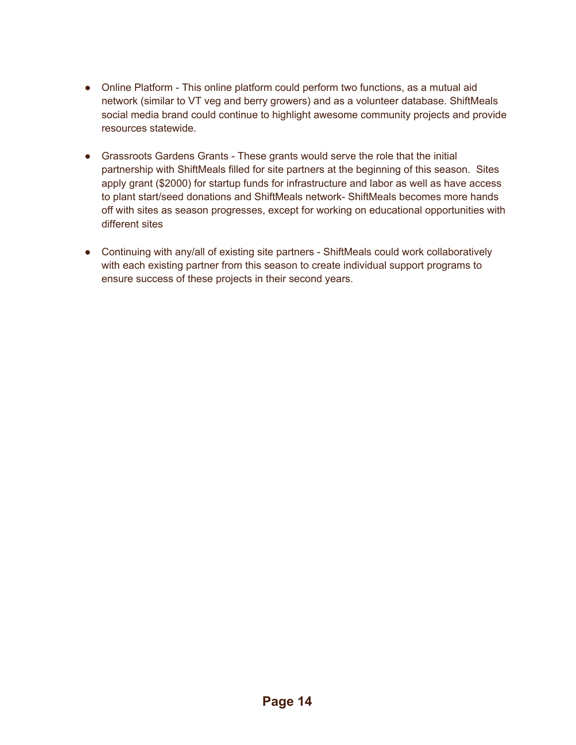- Online Platform - This online platform could perform two functions, as a mutual aid network (similar to VT veg and berry growers) and as a volunteer database. ShiftMeals social media brand could continue to highlight awesome community projects and provide resources statewide.

- Grassroots Gardens Grants - These grants would serve the role that the initial partnership with ShiftMeals filled for site partners at the beginning of this season.  Sites apply grant ($2000) for startup funds for infrastructure and labor as well as have access to plant start/seed donations and ShiftMeals network- ShiftMeals becomes more hands off with sites as season progresses, except for working on educational opportunities with different sites

- Continuing with any/all of existing site partners - ShiftMeals could work collaboratively with each existing partner from this season to create individual support programs to ensure success of these projects in their second years.